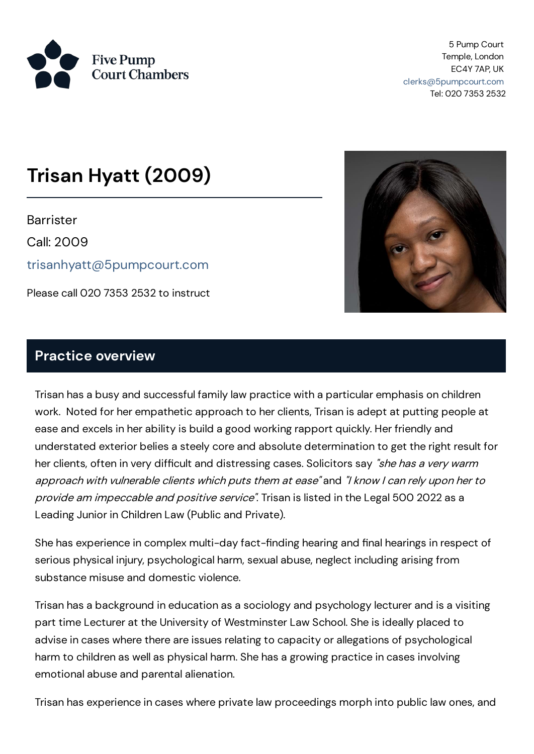Five Pump Court Chambers

5 Pump Court
Temple, London
EC4Y 7AP, UK
clerks@5pumpcourt.com
Tel: 020 7353 2532

# Trisan Hyatt (2009)

Barrister

Call: 2009

trisanhyatt@5pumpcourt.com

Please call 020 7353 2532 to instruct

## Practice overview

Trisan has a busy and successful family law practice with a particular emphasis on children work. Noted for her empathetic approach to her clients, Trisan is adept at putting people at ease and excels in her ability is build a good working rapport quickly. Her friendly and understated exterior belies a steely core and absolute determination to get the right result for her clients, often in very difficult and distressing cases. Solicitors say *"she has a very warm approach with vulnerable clients which puts them at ease"* and *"I know I can rely upon her to provide am impeccable and positive service"*. Trisan is listed in the Legal 500 2022 as a Leading Junior in Children Law (Public and Private).

She has experience in complex multi-day fact-finding hearing and final hearings in respect of serious physical injury, psychological harm, sexual abuse, neglect including arising from substance misuse and domestic violence.

Trisan has a background in education as a sociology and psychology lecturer and is a visiting part time Lecturer at the University of Westminster Law School. She is ideally placed to advise in cases where there are issues relating to capacity or allegations of psychological harm to children as well as physical harm. She has a growing practice in cases involving emotional abuse and parental alienation.

Trisan has experience in cases where private law proceedings morph into public law ones, and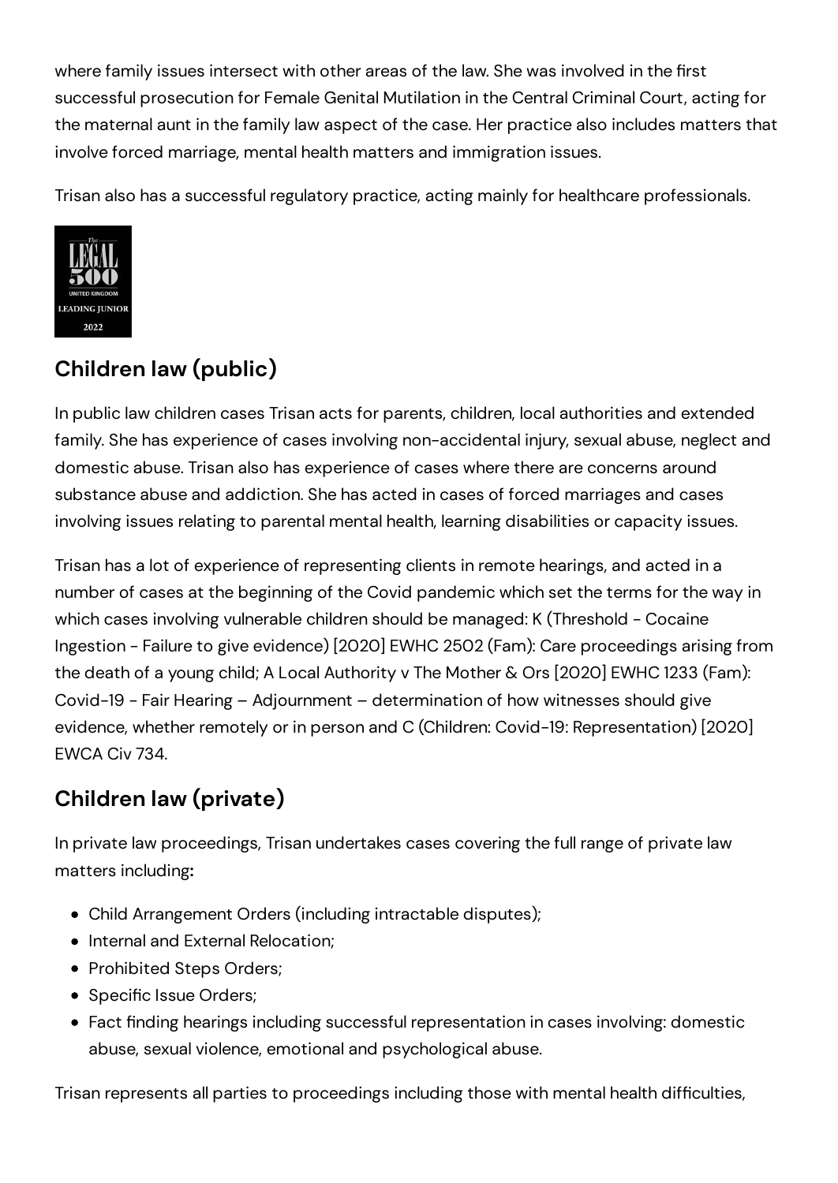where family issues intersect with other areas of the law. She was involved in the first successful prosecution for Female Genital Mutilation in the Central Criminal Court, acting for the maternal aunt in the family law aspect of the case. Her practice also includes matters that involve forced marriage, mental health matters and immigration issues.

Trisan also has a successful regulatory practice, acting mainly for healthcare professionals.

## Children law (public)

In public law children cases Trisan acts for parents, children, local authorities and extended family. She has experience of cases involving non-accidental injury, sexual abuse, neglect and domestic abuse. Trisan also has experience of cases where there are concerns around substance abuse and addiction. She has acted in cases of forced marriages and cases involving issues relating to parental mental health, learning disabilities or capacity issues.

Trisan has a lot of experience of representing clients in remote hearings, and acted in a number of cases at the beginning of the Covid pandemic which set the terms for the way in which cases involving vulnerable children should be managed: K (Threshold - Cocaine Ingestion - Failure to give evidence) [2020] EWHC 2502 (Fam): Care proceedings arising from the death of a young child; A Local Authority v The Mother & Ors [2020] EWHC 1233 (Fam): Covid-19 - Fair Hearing – Adjournment – determination of how witnesses should give evidence, whether remotely or in person and C (Children: Covid-19: Representation) [2020] EWCA Civ 734.

## Children law (private)

In private law proceedings, Trisan undertakes cases covering the full range of private law matters including**:**

- Child Arrangement Orders (including intractable disputes);
- Internal and External Relocation;
- Prohibited Steps Orders;
- Specific Issue Orders;
- Fact finding hearings including successful representation in cases involving: domestic abuse, sexual violence, emotional and psychological abuse.

Trisan represents all parties to proceedings including those with mental health difficulties,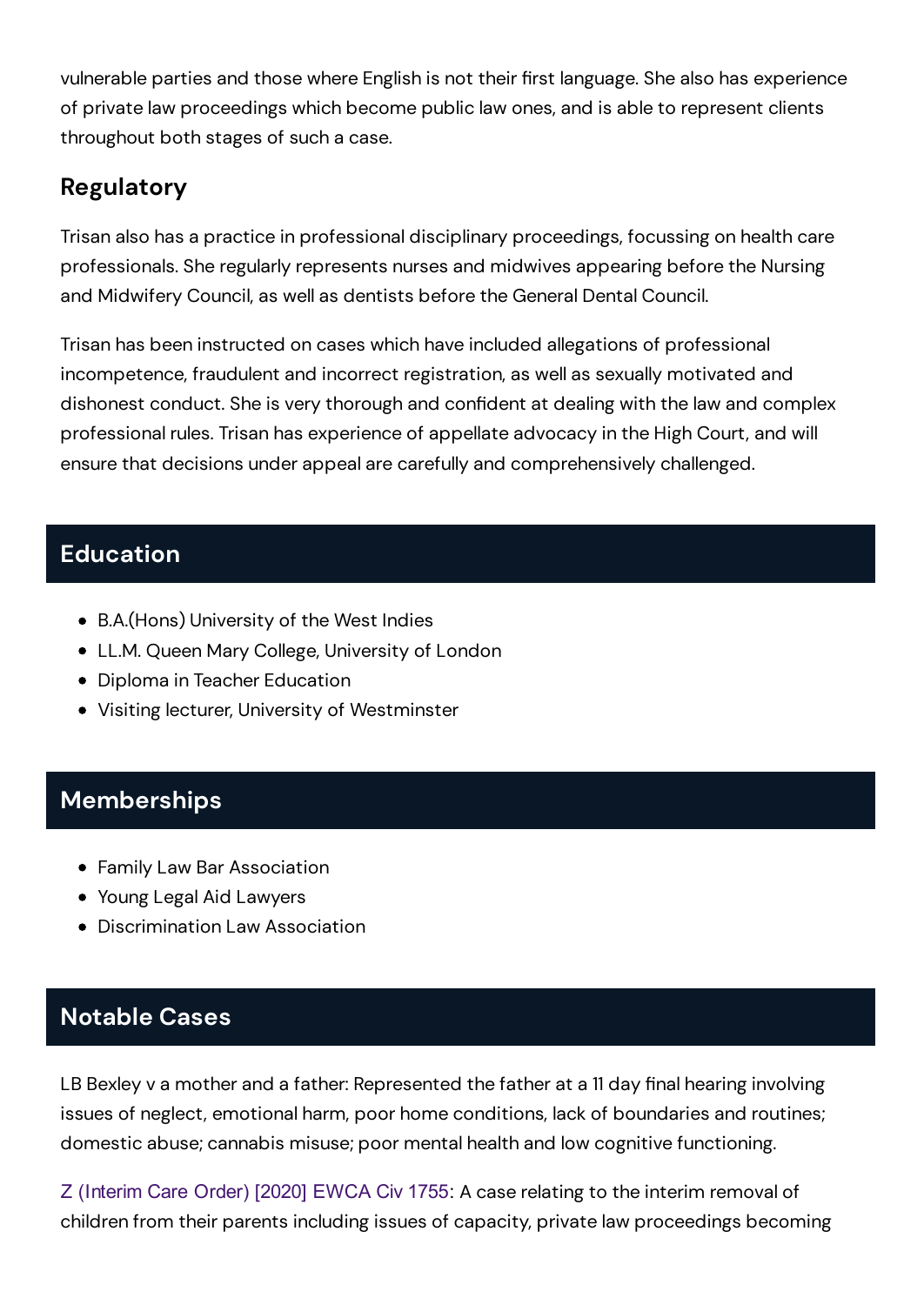vulnerable parties and those where English is not their first language. She also has experience of private law proceedings which become public law ones, and is able to represent clients throughout both stages of such a case.

## Regulatory

Trisan also has a practice in professional disciplinary proceedings, focussing on health care professionals. She regularly represents nurses and midwives appearing before the Nursing and Midwifery Council, as well as dentists before the General Dental Council.

Trisan has been instructed on cases which have included allegations of professional incompetence, fraudulent and incorrect registration, as well as sexually motivated and dishonest conduct. She is very thorough and confident at dealing with the law and complex professional rules. Trisan has experience of appellate advocacy in the High Court, and will ensure that decisions under appeal are carefully and comprehensively challenged.

## Education

- B.A.(Hons) University of the West Indies
- LL.M. Queen Mary College, University of London
- Diploma in Teacher Education
- Visiting lecturer, University of Westminster

## Memberships

- Family Law Bar Association
- Young Legal Aid Lawyers
- Discrimination Law Association

## Notable Cases

LB Bexley v a mother and a father: Represented the father at a 11 day final hearing involving issues of neglect, emotional harm, poor home conditions, lack of boundaries and routines; domestic abuse; cannabis misuse; poor mental health and low cognitive functioning.

Z (Interim Care Order) [2020] EWCA Civ 1755: A case relating to the interim removal of children from their parents including issues of capacity, private law proceedings becoming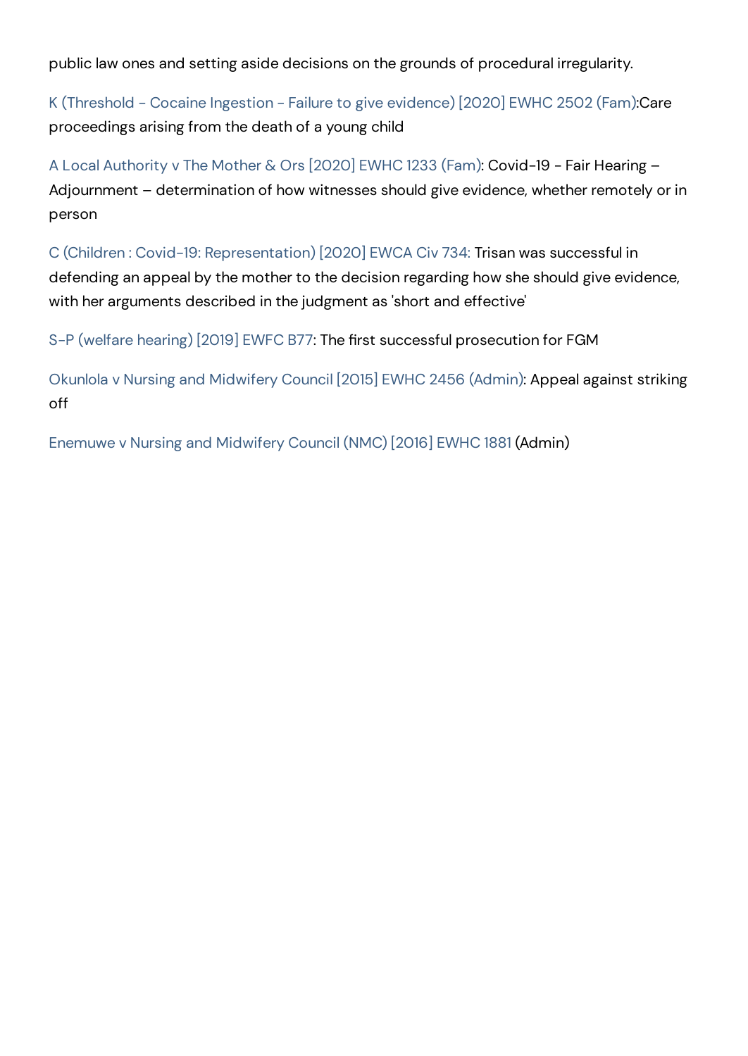public law ones and setting aside decisions on the grounds of procedural irregularity.

K (Threshold - Cocaine Ingestion - Failure to give evidence) [2020] EWHC 2502 (Fam):Care proceedings arising from the death of a young child

A Local Authority v The Mother & Ors [2020] EWHC 1233 (Fam): Covid-19 - Fair Hearing – Adjournment – determination of how witnesses should give evidence, whether remotely or in person

C (Children : Covid-19: Representation) [2020] EWCA Civ 734: Trisan was successful in defending an appeal by the mother to the decision regarding how she should give evidence, with her arguments described in the judgment as 'short and effective'

S-P (welfare hearing) [2019] EWFC B77: The first successful prosecution for FGM

Okunlola v Nursing and Midwifery Council [2015] EWHC 2456 (Admin): Appeal against striking off

Enemuwe v Nursing and Midwifery Council (NMC) [2016] EWHC 1881 (Admin)